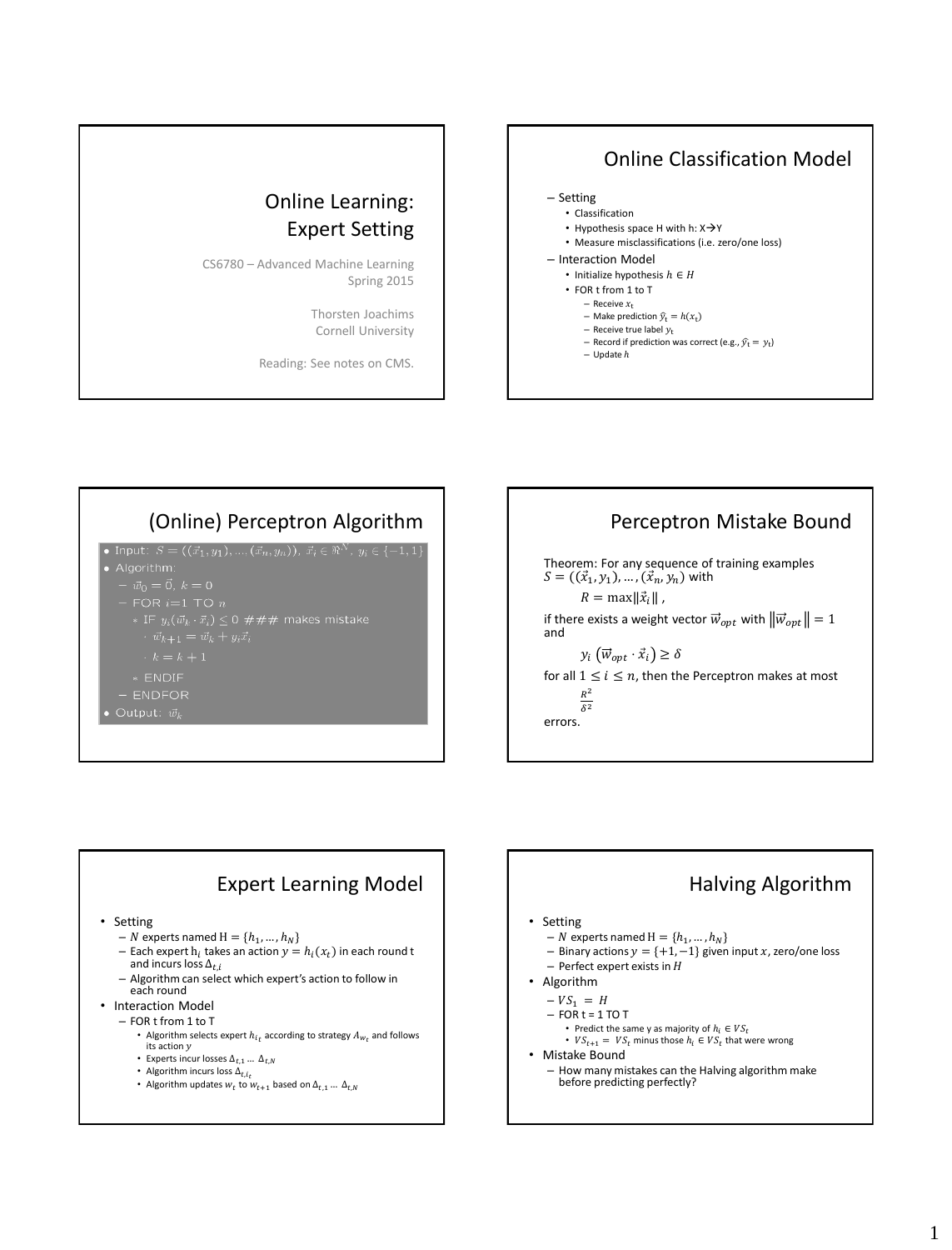# Online Learning: Expert Setting

CS6780 – Advanced Machine Learning
Spring 2015

Thorsten Joachims
Cornell University

Reading: See notes on CMS.

## Online Classification Model

- Setting
  - Classification
  - Hypothesis space H with h: X→Y
  - Measure misclassifications (i.e. zero/one loss)
- Interaction Model
  - Initialize hypothesis $h \in H$
  - FOR t from 1 to T
    - Receive $x_t$
    - Make prediction $\hat{y}_t = h(x_t)$
    - Receive true label $y_t$
    - Record if prediction was correct (e.g., $\hat{y}_t = y_t$)
    - Update $h$

## (Online) Perceptron Algorithm

- Input: $S = ((\vec{x}_1, y_1), \ldots, (\vec{x}_n, y_n))$, $\vec{x}_i \in \Re^N$, $y_i \in \{-1, 1\}$
- Algorithm:
  - $\vec{w}_0 = \vec{0}$, $k = 0$
  - FOR $i$=1 TO $n$
    - IF $y_i(\vec{w}_k \cdot \vec{x}_i) \leq 0$ ### makes mistake
      - $\vec{w}_{k+1} = \vec{w}_k + y_i \vec{x}_i$
      - $k = k + 1$
    - ENDIF
  - ENDFOR
- Output: $\vec{w}_k$

## Perceptron Mistake Bound

Theorem: For any sequence of training examples $S = ((\vec{x}_1, y_1), \ldots, (\vec{x}_n, y_n))$ with

$$R = \max \|\vec{x}_i\|,$$

if there exists a weight vector $\vec{w}_{opt}$ with $\|\vec{w}_{opt}\| = 1$ and

$$y_i \left(\vec{w}_{opt} \cdot \vec{x}_i\right) \geq \delta$$

for all $1 \leq i \leq n$, then the Perceptron makes at most

$$\frac{R^2}{\delta^2}$$

errors.

## Expert Learning Model

- Setting
  - $N$ experts named $\mathrm{H} = \{h_1, \ldots, h_N\}$
  - Each expert $\mathrm{h}_i$ takes an action $y = h_i(x_t)$ in each round t and incurs loss $\Delta_{t,i}$
  - Algorithm can select which expert's action to follow in each round
- Interaction Model
  - FOR t from 1 to T
    - Algorithm selects expert $h_{i_t}$ according to strategy $A_{w_t}$ and follows its action $y$
    - Experts incur losses $\Delta_{t,1} \ldots \Delta_{t,N}$
    - Algorithm incurs loss $\Delta_{t,i_t}$
    - Algorithm updates $w_t$ to $w_{t+1}$ based on $\Delta_{t,1} \ldots \Delta_{t,N}$

## Halving Algorithm

- Setting
  - $N$ experts named $\mathrm{H} = \{h_1, \ldots, h_N\}$
  - Binary actions $y = \{+1, -1\}$ given input $x$, zero/one loss
  - Perfect expert exists in $H$
- Algorithm
  - $VS_1 = H$
  - FOR t = 1 TO T
    - Predict the same y as majority of $h_i \in VS_t$
    - $VS_{t+1} = VS_t$ minus those $h_i \in VS_t$ that were wrong
- Mistake Bound
  - How many mistakes can the Halving algorithm make before predicting perfectly?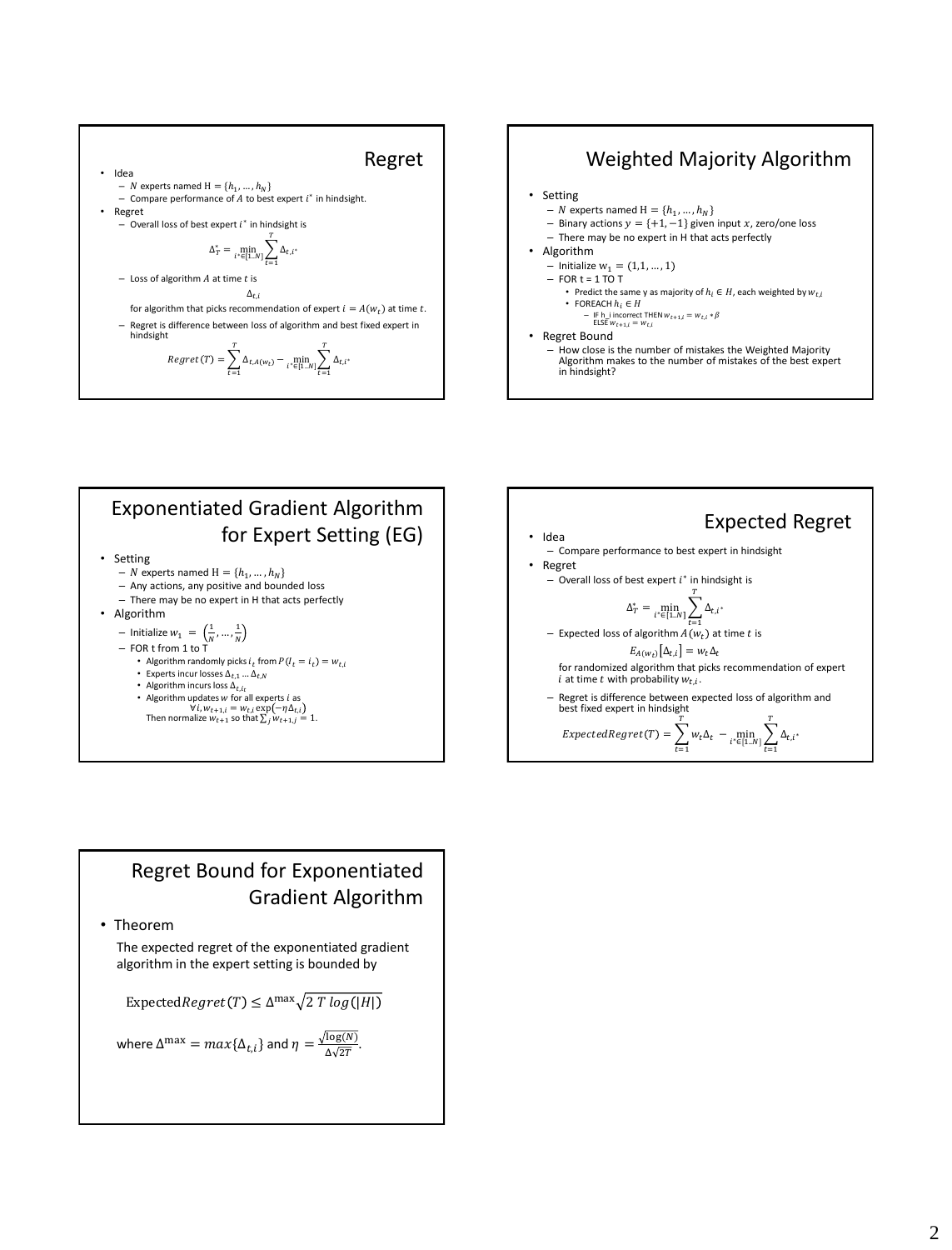## Regret

- Idea
  - $N$ experts named $\mathrm{H} = \{h_1, \dots, h_N\}$
  - Compare performance of $A$ to best expert $i^*$ in hindsight.
- Regret
  - Overall loss of best expert $i^*$ in hindsight is

$$\Delta_T^* = \min_{i^* \in [1..N]} \sum_{t=1}^{T} \Delta_{t,i^*}$$

  - Loss of algorithm $A$ at time $t$ is

$$\Delta_{t,i}$$

    for algorithm that picks recommendation of expert $i = A(w_t)$ at time $t$.

  - Regret is difference between loss of algorithm and best fixed expert in hindsight

$$Regret(T) = \sum_{t=1}^{T} \Delta_{t,A(w_t)} - \min_{i^* \in [1..N]} \sum_{t=1}^{T} \Delta_{t,i^*}$$

## Weighted Majority Algorithm

- Setting
  - $N$ experts named $\mathrm{H} = \{h_1, \dots, h_N\}$
  - Binary actions $y = \{+1, -1\}$ given input $x$, zero/one loss
  - There may be no expert in H that acts perfectly
- Algorithm
  - Initialize $\mathrm{w}_1 = (1,1, \dots, 1)$
  - FOR t = 1 TO T
    - Predict the same y as majority of $h_i \in H$, each weighted by $w_{t,i}$
    - FOREACH $h_i \in H$
      - IF h_i incorrect THEN $w_{t+1,i} = w_{t,i} * \beta$
        ELSE $w_{t+1,i} = w_{t,i}$
- Regret Bound
  - How close is the number of mistakes the Weighted Majority Algorithm makes to the number of mistakes of the best expert in hindsight?

## Exponentiated Gradient Algorithm for Expert Setting (EG)

- Setting
  - $N$ experts named $\mathrm{H} = \{h_1, \dots, h_N\}$
  - Any actions, any positive and bounded loss
  - There may be no expert in H that acts perfectly
- Algorithm
  - Initialize $w_1 = \left(\frac{1}{N}, \dots, \frac{1}{N}\right)$
  - FOR t from 1 to T
    - Algorithm randomly picks $i_t$ from $P(I_t = i_t) = w_{t,i}$
    - Experts incur losses $\Delta_{t,1} \dots \Delta_{t,N}$
    - Algorithm incurs loss $\Delta_{t,i_t}$
    - Algorithm updates $w$ for all experts $i$ as
      $\forall i, w_{t+1,i} = w_{t,i} \exp(-\eta \Delta_{t,i})$
      Then normalize $w_{t+1}$ so that $\sum_j w_{t+1,j} = 1$.

## Expected Regret

- Idea
  - Compare performance to best expert in hindsight
- Regret
  - Overall loss of best expert $i^*$ in hindsight is

$$\Delta_T^* = \min_{i^* \in [1..N]} \sum_{t=1}^{T} \Delta_{t,i^*}$$

  - Expected loss of algorithm $A(w_t)$ at time $t$ is

$$E_{A(w_t)}\left[\Delta_{t,i}\right] = w_t \Delta_t$$

    for randomized algorithm that picks recommendation of expert $i$ at time $t$ with probability $w_{t,i}$.

  - Regret is difference between expected loss of algorithm and best fixed expert in hindsight

$$ExpectedRegret(T) = \sum_{t=1}^{T} w_t \Delta_t - \min_{i^* \in [1..N]} \sum_{t=1}^{T} \Delta_{t,i^*}$$

## Regret Bound for Exponentiated Gradient Algorithm

- Theorem

  The expected regret of the exponentiated gradient algorithm in the expert setting is bounded by

$$\mathrm{Expected}Regret(T) \leq \Delta^{\max} \sqrt{2\; T\; log(|H|)}$$

  where $\Delta^{\max} = max\{\Delta_{t,i}\}$ and $\eta = \frac{\sqrt{\log(N)}}{\Delta\sqrt{2T}}$.